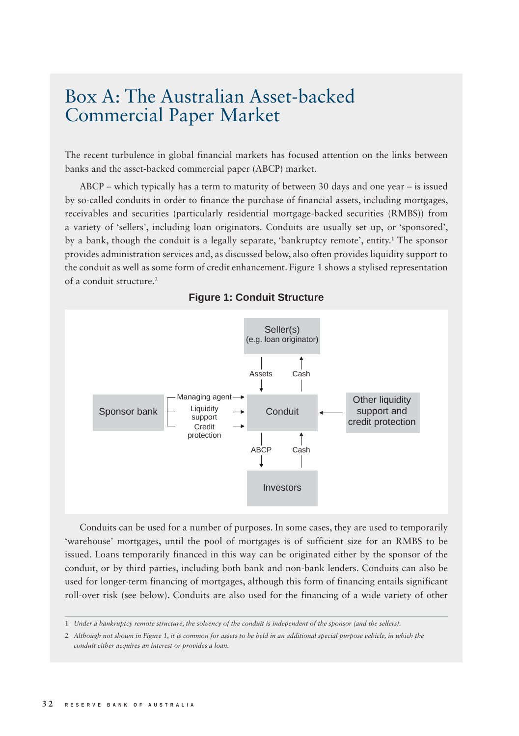# Box A: The Australian Asset-backed Commercial Paper Market

The recent turbulence in global financial markets has focused attention on the links between banks and the asset-backed commercial paper (ABCP) market.

ABCP – which typically has a term to maturity of between 30 days and one year – is issued by so-called conduits in order to finance the purchase of financial assets, including mortgages, receivables and securities (particularly residential mortgage-backed securities (RMBS)) from a variety of 'sellers', including loan originators. Conduits are usually set up, or 'sponsored', by a bank, though the conduit is a legally separate, 'bankruptcy remote', entity.[1] The sponsor provides administration services and, as discussed below, also often provides liquidity support to the conduit as well as some form of credit enhancement. Figure 1 shows a stylised representation of a conduit structure.[2]

**Figure 1: Conduit Structure**

Seller(s) (e.g. loan originator)

Assets / Cash

Sponsor bank — Managing agent, Liquidity support, Credit protection → Conduit ← Other liquidity support and credit protection

ABCP / Cash

Investors

Conduits can be used for a number of purposes. In some cases, they are used to temporarily 'warehouse' mortgages, until the pool of mortgages is of sufficient size for an RMBS to be issued. Loans temporarily financed in this way can be originated either by the sponsor of the conduit, or by third parties, including both bank and non-bank lenders. Conduits can also be used for longer-term financing of mortgages, although this form of financing entails significant roll-over risk (see below). Conduits are also used for the financing of a wide variety of other

---

1 *Under a bankruptcy remote structure, the solvency of the conduit is independent of the sponsor (and the sellers).*

2 *Although not shown in Figure 1, it is common for assets to be held in an additional special purpose vehicle, in which the conduit either acquires an interest or provides a loan.*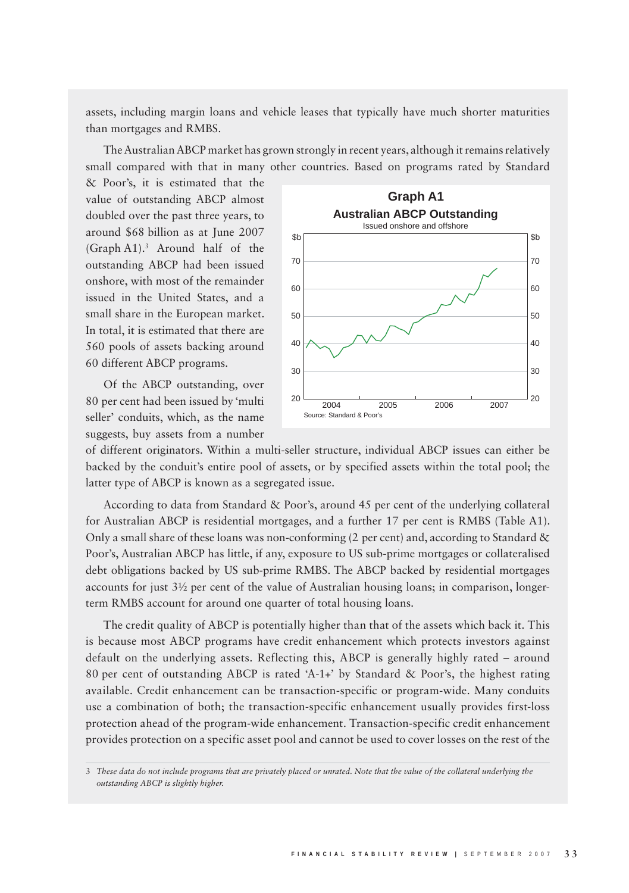assets, including margin loans and vehicle leases that typically have much shorter maturities than mortgages and RMBS.

The Australian ABCP market has grown strongly in recent years, although it remains relatively small compared with that in many other countries. Based on programs rated by Standard & Poor's, it is estimated that the value of outstanding ABCP almost doubled over the past three years, to around $68 billion as at June 2007 (Graph A1).[3] Around half of the outstanding ABCP had been issued onshore, with most of the remainder issued in the United States, and a small share in the European market. In total, it is estimated that there are 560 pools of assets backing around 60 different ABCP programs.

**Graph A1**

**Australian ABCP Outstanding**

Issued onshore and offshore

Source: Standard & Poor's

Of the ABCP outstanding, over 80 per cent had been issued by 'multi seller' conduits, which, as the name suggests, buy assets from a number of different originators. Within a multi-seller structure, individual ABCP issues can either be backed by the conduit's entire pool of assets, or by specified assets within the total pool; the latter type of ABCP is known as a segregated issue.

According to data from Standard & Poor's, around 45 per cent of the underlying collateral for Australian ABCP is residential mortgages, and a further 17 per cent is RMBS (Table A1). Only a small share of these loans was non-conforming (2 per cent) and, according to Standard & Poor's, Australian ABCP has little, if any, exposure to US sub-prime mortgages or collateralised debt obligations backed by US sub-prime RMBS. The ABCP backed by residential mortgages accounts for just 3½ per cent of the value of Australian housing loans; in comparison, longer-term RMBS account for around one quarter of total housing loans.

The credit quality of ABCP is potentially higher than that of the assets which back it. This is because most ABCP programs have credit enhancement which protects investors against default on the underlying assets. Reflecting this, ABCP is generally highly rated – around 80 per cent of outstanding ABCP is rated 'A-1+' by Standard & Poor's, the highest rating available. Credit enhancement can be transaction-specific or program-wide. Many conduits use a combination of both; the transaction-specific enhancement usually provides first-loss protection ahead of the program-wide enhancement. Transaction-specific credit enhancement provides protection on a specific asset pool and cannot be used to cover losses on the rest of the

3 *These data do not include programs that are privately placed or unrated. Note that the value of the collateral underlying the outstanding ABCP is slightly higher.*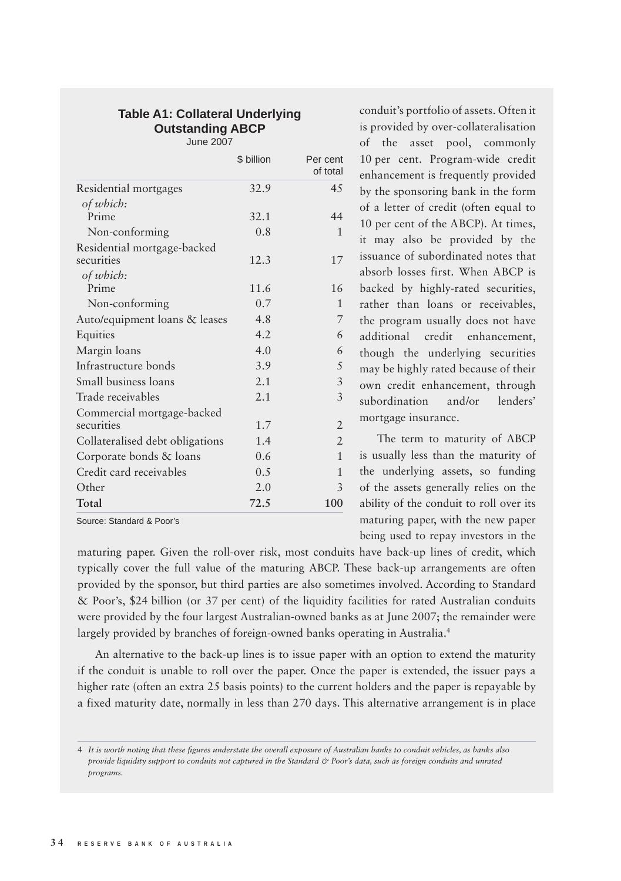**Table A1: Collateral Underlying Outstanding ABCP**
June 2007

| | $ billion | Per cent of total |
|---|---|---|
| Residential mortgages | 32.9 | 45 |
| *of which:* | | |
| Prime | 32.1 | 44 |
| Non-conforming | 0.8 | 1 |
| Residential mortgage-backed securities | 12.3 | 17 |
| *of which:* | | |
| Prime | 11.6 | 16 |
| Non-conforming | 0.7 | 1 |
| Auto/equipment loans & leases | 4.8 | 7 |
| Equities | 4.2 | 6 |
| Margin loans | 4.0 | 6 |
| Infrastructure bonds | 3.9 | 5 |
| Small business loans | 2.1 | 3 |
| Trade receivables | 2.1 | 3 |
| Commercial mortgage-backed securities | 1.7 | 2 |
| Collateralised debt obligations | 1.4 | 2 |
| Corporate bonds & loans | 0.6 | 1 |
| Credit card receivables | 0.5 | 1 |
| Other | 2.0 | 3 |
| **Total** | **72.5** | **100** |

Source: Standard & Poor's

conduit's portfolio of assets. Often it is provided by over-collateralisation of the asset pool, commonly 10 per cent. Program-wide credit enhancement is frequently provided by the sponsoring bank in the form of a letter of credit (often equal to 10 per cent of the ABCP). At times, it may also be provided by the issuance of subordinated notes that absorb losses first. When ABCP is backed by highly-rated securities, rather than loans or receivables, the program usually does not have additional credit enhancement, though the underlying securities may be highly rated because of their own credit enhancement, through subordination and/or lenders' mortgage insurance.

The term to maturity of ABCP is usually less than the maturity of the underlying assets, so funding of the assets generally relies on the ability of the conduit to roll over its maturing paper, with the new paper being used to repay investors in the maturing paper. Given the roll-over risk, most conduits have back-up lines of credit, which typically cover the full value of the maturing ABCP. These back-up arrangements are often provided by the sponsor, but third parties are also sometimes involved. According to Standard & Poor's, $24 billion (or 37 per cent) of the liquidity facilities for rated Australian conduits were provided by the four largest Australian-owned banks as at June 2007; the remainder were largely provided by branches of foreign-owned banks operating in Australia.[4]

An alternative to the back-up lines is to issue paper with an option to extend the maturity if the conduit is unable to roll over the paper. Once the paper is extended, the issuer pays a higher rate (often an extra 25 basis points) to the current holders and the paper is repayable by a fixed maturity date, normally in less than 270 days. This alternative arrangement is in place

4 *It is worth noting that these figures understate the overall exposure of Australian banks to conduit vehicles, as banks also provide liquidity support to conduits not captured in the Standard & Poor's data, such as foreign conduits and unrated programs.*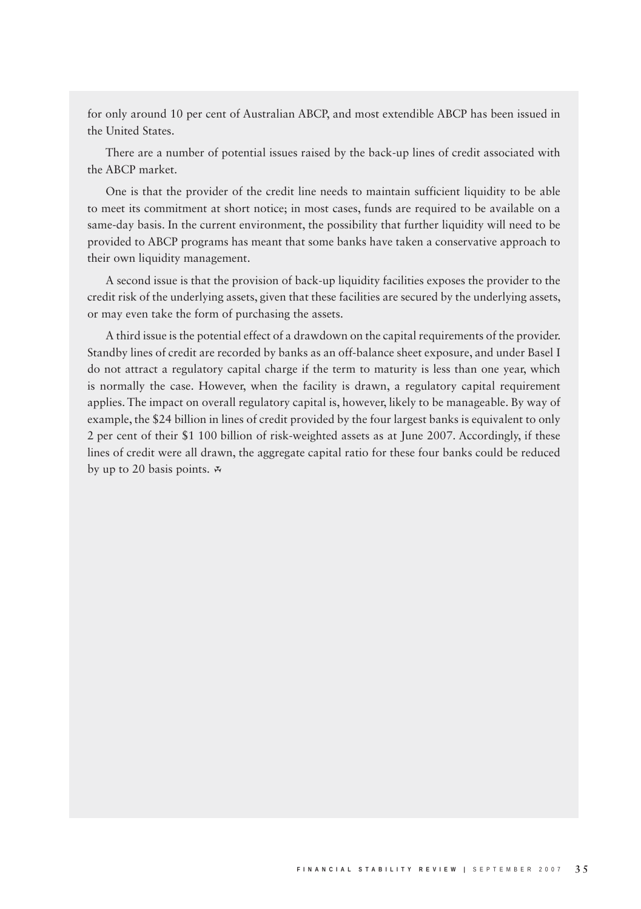for only around 10 per cent of Australian ABCP, and most extendible ABCP has been issued in the United States.

There are a number of potential issues raised by the back-up lines of credit associated with the ABCP market.

One is that the provider of the credit line needs to maintain sufficient liquidity to be able to meet its commitment at short notice; in most cases, funds are required to be available on a same-day basis. In the current environment, the possibility that further liquidity will need to be provided to ABCP programs has meant that some banks have taken a conservative approach to their own liquidity management.

A second issue is that the provision of back-up liquidity facilities exposes the provider to the credit risk of the underlying assets, given that these facilities are secured by the underlying assets, or may even take the form of purchasing the assets.

A third issue is the potential effect of a drawdown on the capital requirements of the provider. Standby lines of credit are recorded by banks as an off-balance sheet exposure, and under Basel I do not attract a regulatory capital charge if the term to maturity is less than one year, which is normally the case. However, when the facility is drawn, a regulatory capital requirement applies. The impact on overall regulatory capital is, however, likely to be manageable. By way of example, the $24 billion in lines of credit provided by the four largest banks is equivalent to only 2 per cent of their $1 100 billion of risk-weighted assets as at June 2007. Accordingly, if these lines of credit were all drawn, the aggregate capital ratio for these four banks could be reduced by up to 20 basis points.